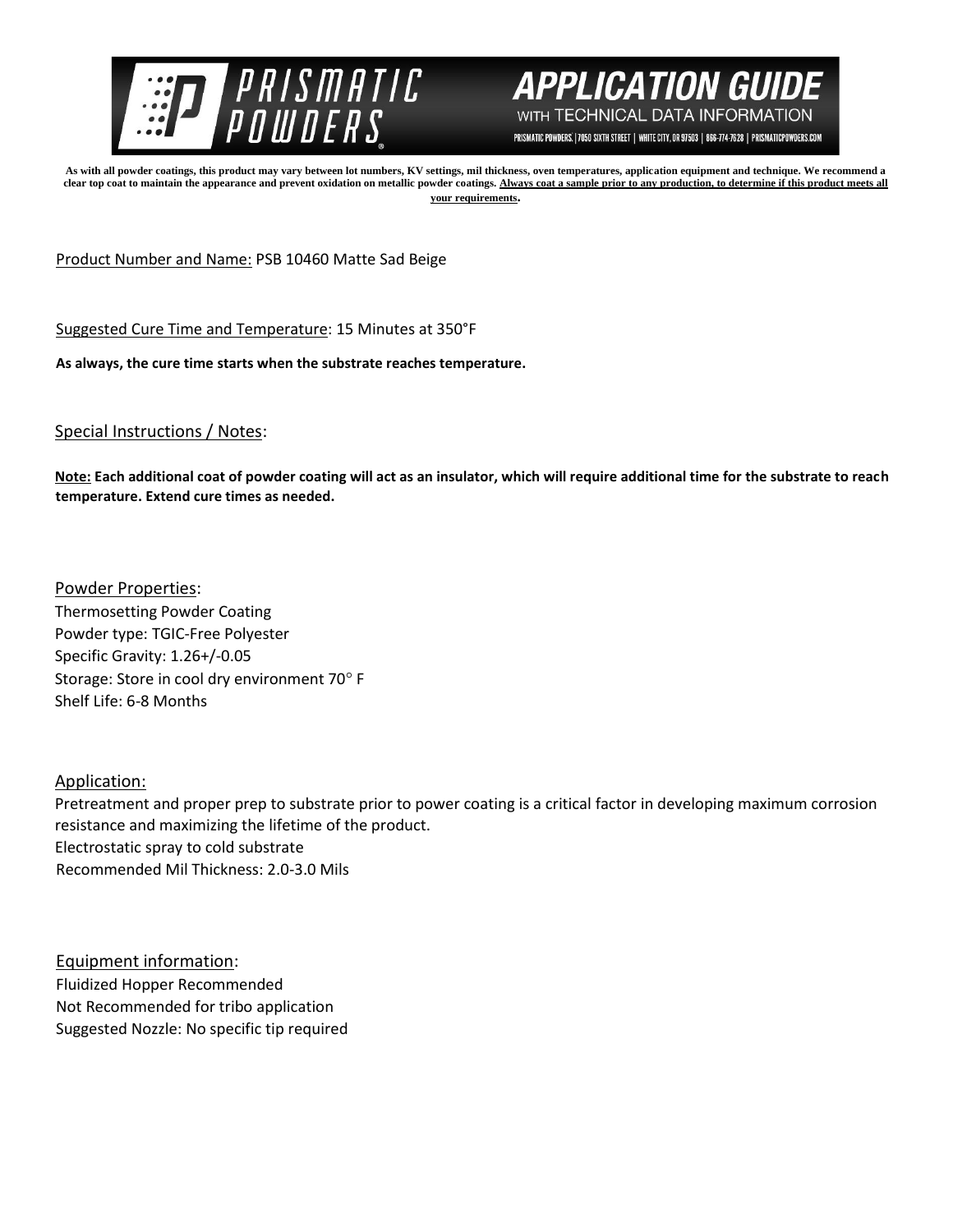# PRISMATIC POWDERS

## APPLICATION GUIDE
WITH TECHNICAL DATA INFORMATION

PRISMATIC POWDERS. | 7050 SIXTH STREET | WHITE CITY, OR 97503 | 866-774-7628 | PRISMATICPOWDERS.COM

**As with all powder coatings, this product may vary between lot numbers, KV settings, mil thickness, oven temperatures, application equipment and technique. We recommend a clear top coat to maintain the appearance and prevent oxidation on metallic powder coatings. Always coat a sample prior to any production, to determine if this product meets all your requirements.**

Product Number and Name: PSB 10460 Matte Sad Beige

Suggested Cure Time and Temperature: 15 Minutes at 350°F

**As always, the cure time starts when the substrate reaches temperature.**

Special Instructions / Notes:

**Note: Each additional coat of powder coating will act as an insulator, which will require additional time for the substrate to reach temperature. Extend cure times as needed.**

Powder Properties:
Thermosetting Powder Coating
Powder type: TGIC-Free Polyester
Specific Gravity: 1.26+/-0.05
Storage: Store in cool dry environment 70° F
Shelf Life: 6-8 Months

Application:
Pretreatment and proper prep to substrate prior to power coating is a critical factor in developing maximum corrosion resistance and maximizing the lifetime of the product.
Electrostatic spray to cold substrate
Recommended Mil Thickness: 2.0-3.0 Mils

Equipment information:
Fluidized Hopper Recommended
Not Recommended for tribo application
Suggested Nozzle: No specific tip required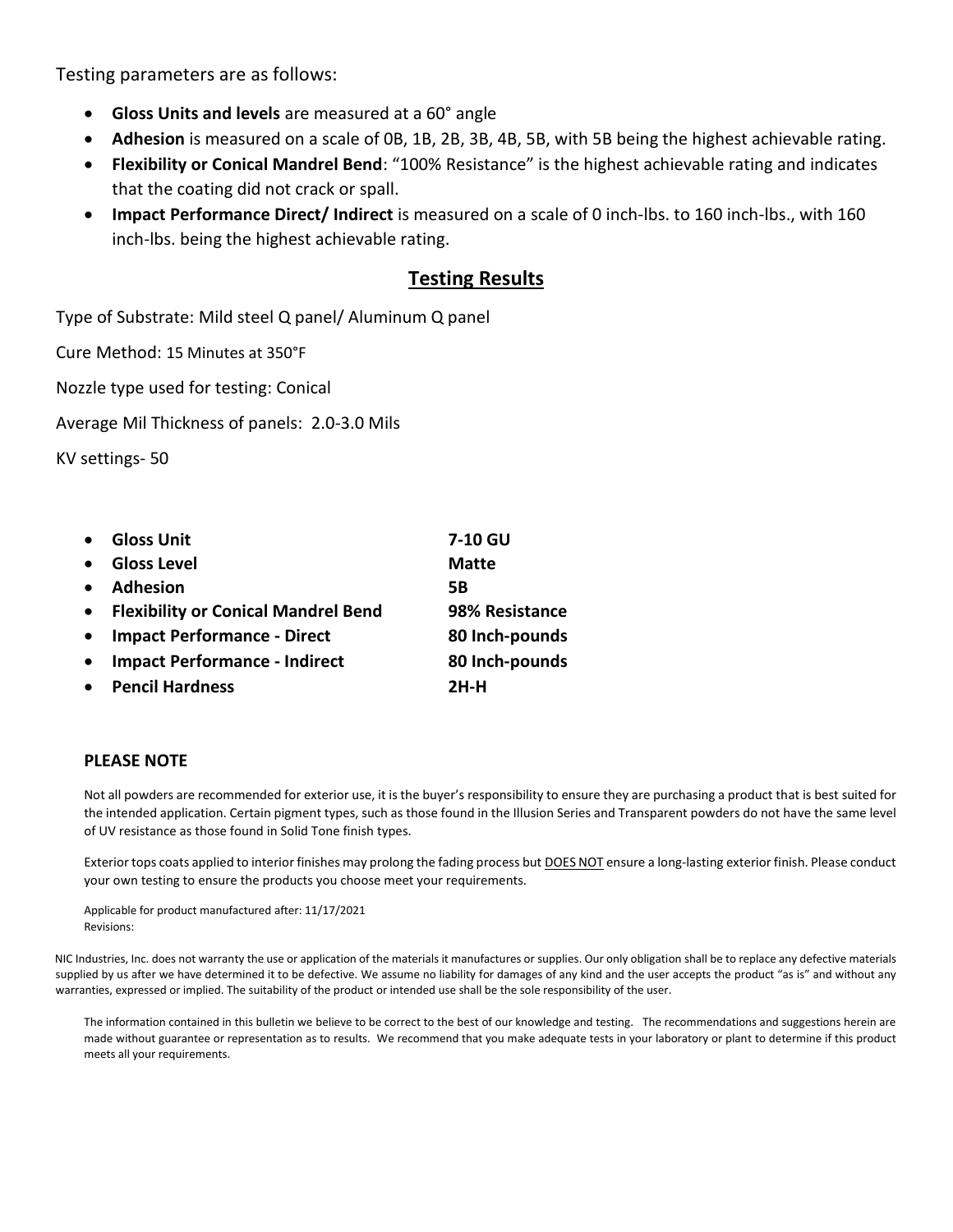Testing parameters are as follows:

- **Gloss Units and levels** are measured at a 60° angle
- **Adhesion** is measured on a scale of 0B, 1B, 2B, 3B, 4B, 5B, with 5B being the highest achievable rating.
- **Flexibility or Conical Mandrel Bend**: "100% Resistance" is the highest achievable rating and indicates that the coating did not crack or spall.
- **Impact Performance Direct/ Indirect** is measured on a scale of 0 inch-lbs. to 160 inch-lbs., with 160 inch-lbs. being the highest achievable rating.

## Testing Results

Type of Substrate: Mild steel Q panel/ Aluminum Q panel

Cure Method: 15 Minutes at 350°F

Nozzle type used for testing: Conical

Average Mil Thickness of panels: 2.0-3.0 Mils

KV settings- 50

| | |
|---|---|
| **Gloss Unit** | **7-10 GU** |
| **Gloss Level** | **Matte** |
| **Adhesion** | **5B** |
| **Flexibility or Conical Mandrel Bend** | **98% Resistance** |
| **Impact Performance - Direct** | **80 Inch-pounds** |
| **Impact Performance - Indirect** | **80 Inch-pounds** |
| **Pencil Hardness** | **2H-H** |

### PLEASE NOTE

Not all powders are recommended for exterior use, it is the buyer's responsibility to ensure they are purchasing a product that is best suited for the intended application. Certain pigment types, such as those found in the Illusion Series and Transparent powders do not have the same level of UV resistance as those found in Solid Tone finish types.

Exterior tops coats applied to interior finishes may prolong the fading process but DOES NOT ensure a long-lasting exterior finish. Please conduct your own testing to ensure the products you choose meet your requirements.

Applicable for product manufactured after: 11/17/2021
Revisions:

NIC Industries, Inc. does not warranty the use or application of the materials it manufactures or supplies. Our only obligation shall be to replace any defective materials supplied by us after we have determined it to be defective. We assume no liability for damages of any kind and the user accepts the product "as is" and without any warranties, expressed or implied. The suitability of the product or intended use shall be the sole responsibility of the user.

The information contained in this bulletin we believe to be correct to the best of our knowledge and testing. The recommendations and suggestions herein are made without guarantee or representation as to results. We recommend that you make adequate tests in your laboratory or plant to determine if this product meets all your requirements.